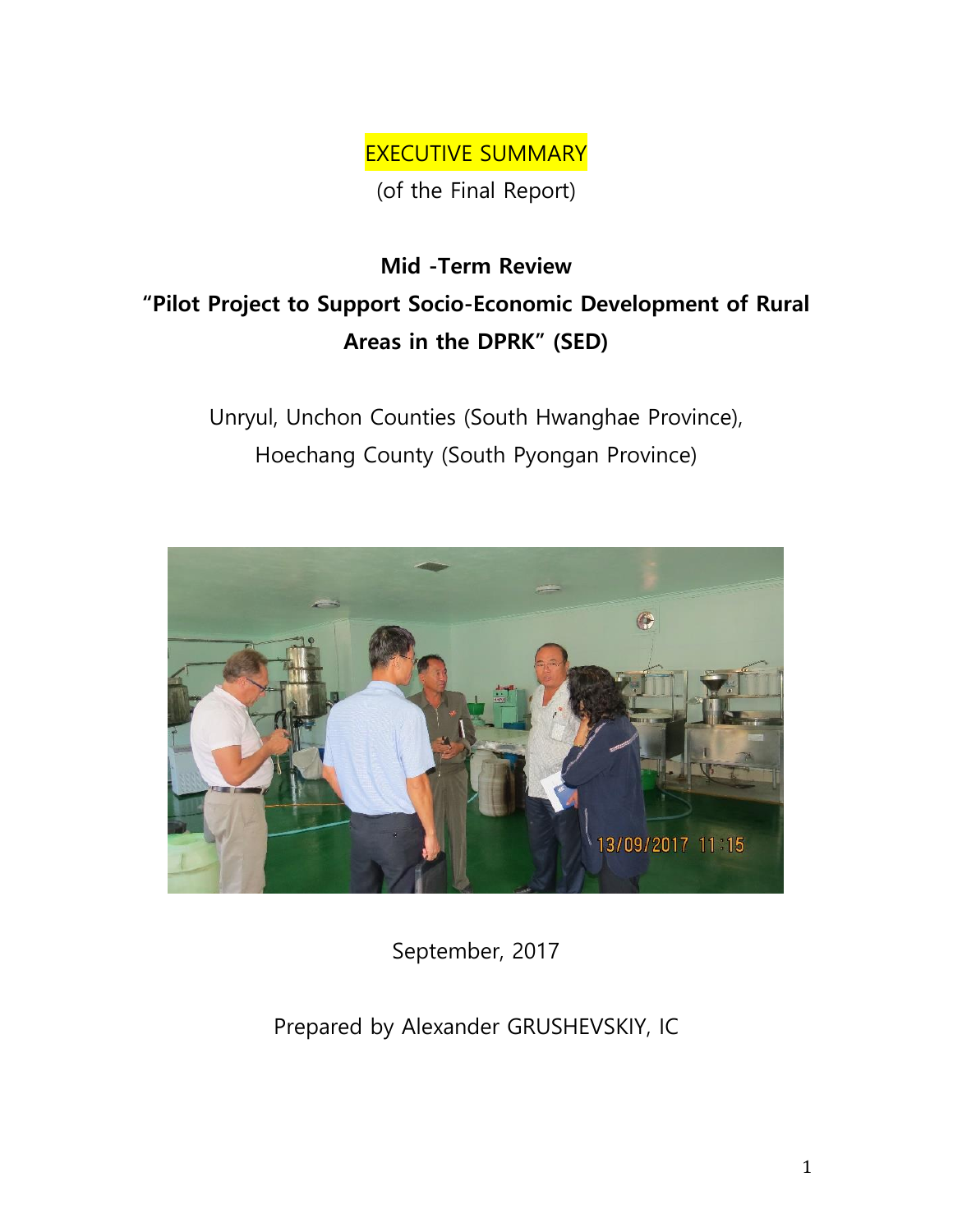EXECUTIVE SUMMARY

(of the Final Report)

# Mid -Term Review

# "Pilot Project to Support Socio-Economic Development of Rural Areas in the DPRK" (SED)

Unryul, Unchon Counties (South Hwanghae Province),

Hoechang County (South Pyongan Province)

September, 2017

Prepared by Alexander GRUSHEVSKIY, IC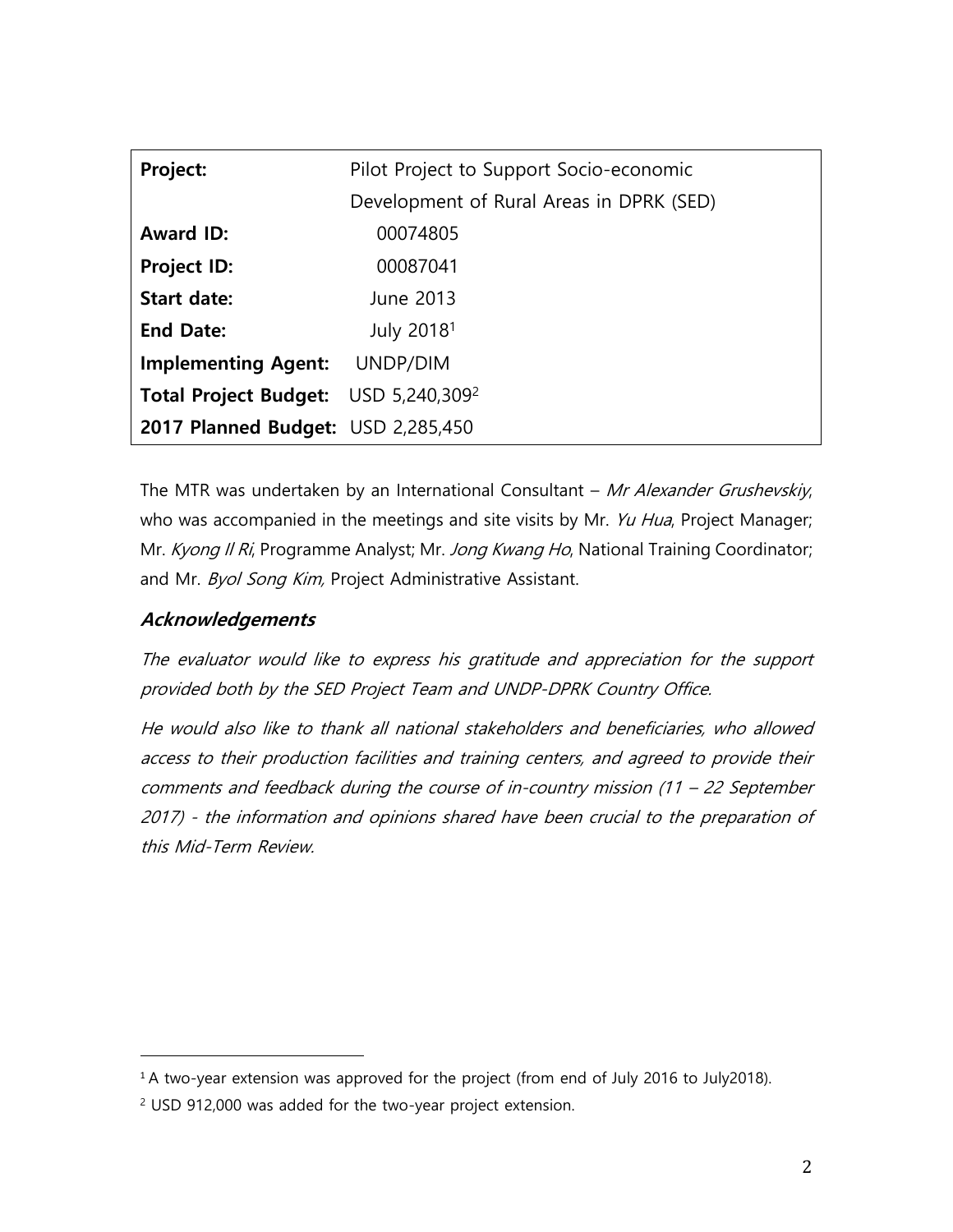| Project: | Pilot Project to Support Socio-economic Development of Rural Areas in DPRK (SED) |
|---|---|
| **Award ID:** | 00074805 |
| **Project ID:** | 00087041 |
| **Start date:** | June 2013 |
| **End Date:** | July 2018[1] |
| **Implementing Agent:** | UNDP/DIM |
| **Total Project Budget:** | USD 5,240,309[2] |
| **2017 Planned Budget:** | USD 2,285,450 |

The MTR was undertaken by an International Consultant – *Mr Alexander Grushevskiy*, who was accompanied in the meetings and site visits by Mr. *Yu Hua*, Project Manager; Mr. *Kyong Il Ri*, Programme Analyst; Mr. *Jong Kwang Ho*, National Training Coordinator; and Mr. *Byol Song Kim,* Project Administrative Assistant.

## *Acknowledgements*

*The evaluator would like to express his gratitude and appreciation for the support provided both by the SED Project Team and UNDP-DPRK Country Office.*

*He would also like to thank all national stakeholders and beneficiaries, who allowed access to their production facilities and training centers, and agreed to provide their comments and feedback during the course of in-country mission (11 – 22 September 2017) - the information and opinions shared have been crucial to the preparation of this Mid-Term Review.*

---

[1] A two-year extension was approved for the project (from end of July 2016 to July2018).

[2] USD 912,000 was added for the two-year project extension.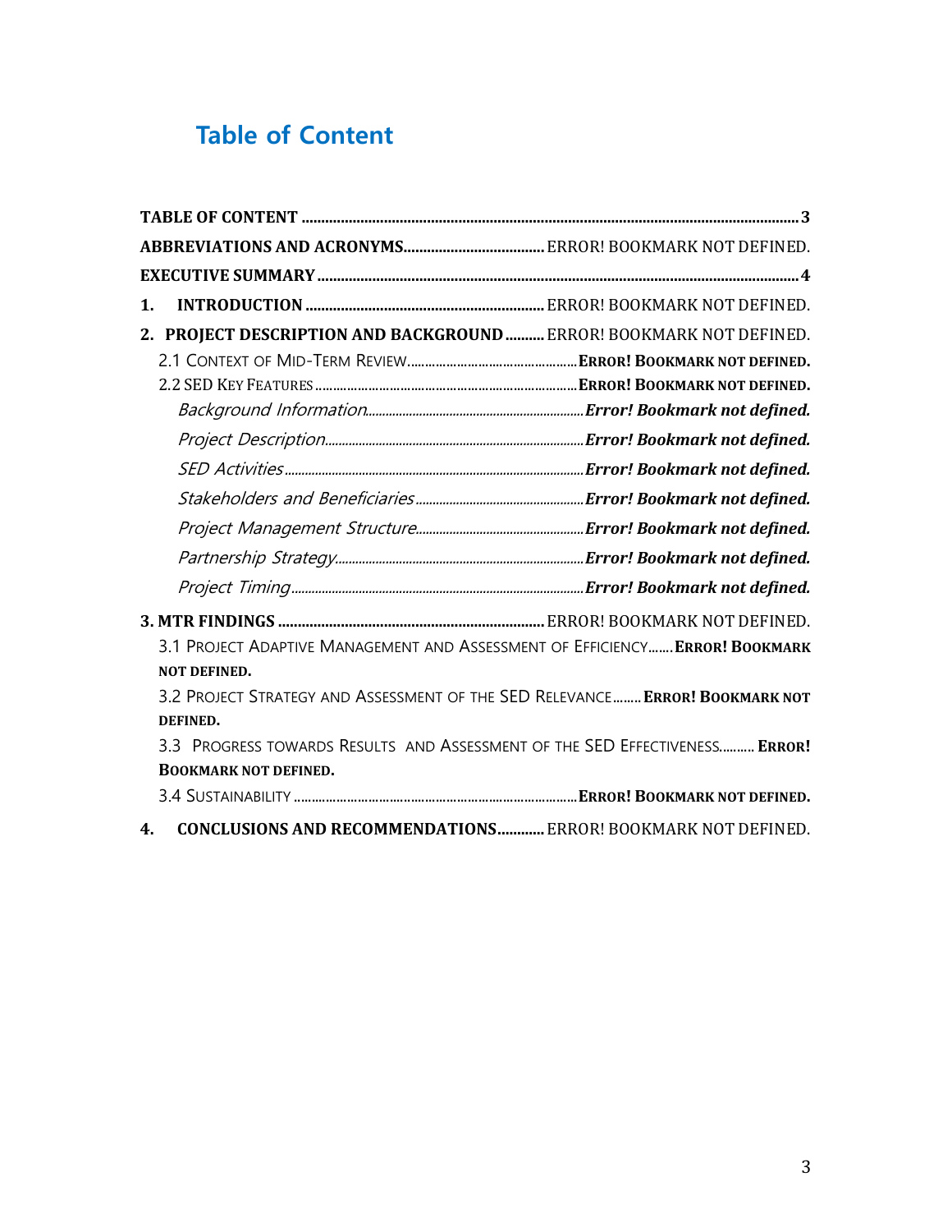# Table of Content

**TABLE OF CONTENT** ........................................................................................................................ **3**

**ABBREVIATIONS AND ACRONYMS**.................................... ERROR! BOOKMARK NOT DEFINED.

**EXECUTIVE SUMMARY** ........................................................................................................................ **4**

**1. INTRODUCTION** ............................................................ ERROR! BOOKMARK NOT DEFINED.

**2. PROJECT DESCRIPTION AND BACKGROUND** .......... ERROR! BOOKMARK NOT DEFINED.

- 2.1 CONTEXT OF MID-TERM REVIEW................................................**ERROR! BOOKMARK NOT DEFINED.**
- 2.2 SED KEY FEATURES ........................................................................**ERROR! BOOKMARK NOT DEFINED.**
  - *Background Information*................................................................***Error! Bookmark not defined.***
  - *Project Description*.........................................................................***Error! Bookmark not defined.***
  - *SED Activities* ...................................................................................***Error! Bookmark not defined.***
  - *Stakeholders and Beneficiaries*..................................................***Error! Bookmark not defined.***
  - *Project Management Structure*..................................................***Error! Bookmark not defined.***
  - *Partnership Strategy*.......................................................................***Error! Bookmark not defined.***
  - *Project Timing*....................................................................................***Error! Bookmark not defined.***

**3. MTR FINDINGS** ................................................................... ERROR! BOOKMARK NOT DEFINED.

- 3.1 PROJECT ADAPTIVE MANAGEMENT AND ASSESSMENT OF EFFICIENCY.......**ERROR! BOOKMARK NOT DEFINED.**
- 3.2 PROJECT STRATEGY AND ASSESSMENT OF THE SED RELEVANCE........ **ERROR! BOOKMARK NOT DEFINED.**
- 3.3 PROGRESS TOWARDS RESULTS AND ASSESSMENT OF THE SED EFFECTIVENESS.......... **ERROR! BOOKMARK NOT DEFINED.**
- 3.4 SUSTAINABILITY ..............................................................................**ERROR! BOOKMARK NOT DEFINED.**

**4. CONCLUSIONS AND RECOMMENDATIONS**........... ERROR! BOOKMARK NOT DEFINED.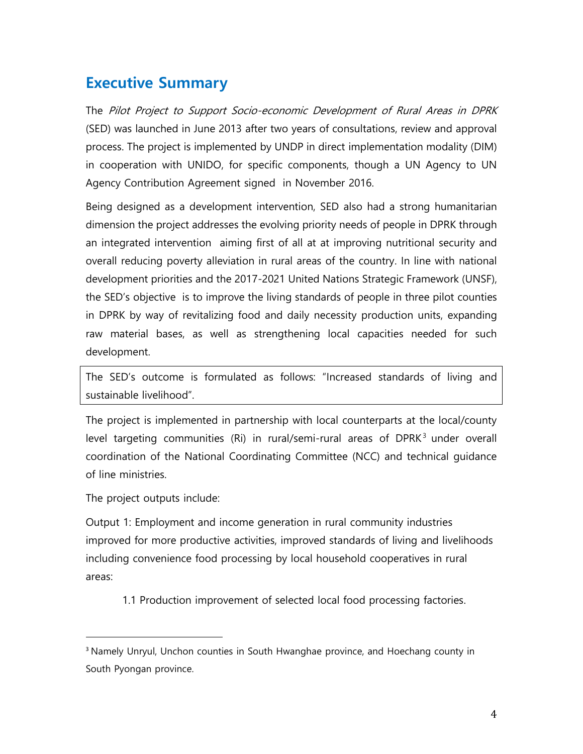## Executive Summary

The *Pilot Project to Support Socio-economic Development of Rural Areas in DPRK* (SED) was launched in June 2013 after two years of consultations, review and approval process. The project is implemented by UNDP in direct implementation modality (DIM) in cooperation with UNIDO, for specific components, though a UN Agency to UN Agency Contribution Agreement signed in November 2016.

Being designed as a development intervention, SED also had a strong humanitarian dimension the project addresses the evolving priority needs of people in DPRK through an integrated intervention aiming first of all at at improving nutritional security and overall reducing poverty alleviation in rural areas of the country. In line with national development priorities and the 2017-2021 United Nations Strategic Framework (UNSF), the SED's objective is to improve the living standards of people in three pilot counties in DPRK by way of revitalizing food and daily necessity production units, expanding raw material bases, as well as strengthening local capacities needed for such development.

The SED's outcome is formulated as follows: "Increased standards of living and sustainable livelihood".

The project is implemented in partnership with local counterparts at the local/county level targeting communities (Ri) in rural/semi-rural areas of DPRK[3] under overall coordination of the National Coordinating Committee (NCC) and technical guidance of line ministries.

The project outputs include:

Output 1: Employment and income generation in rural community industries improved for more productive activities, improved standards of living and livelihoods including convenience food processing by local household cooperatives in rural areas:

1.1 Production improvement of selected local food processing factories.

[3] Namely Unryul, Unchon counties in South Hwanghae province, and Hoechang county in South Pyongan province.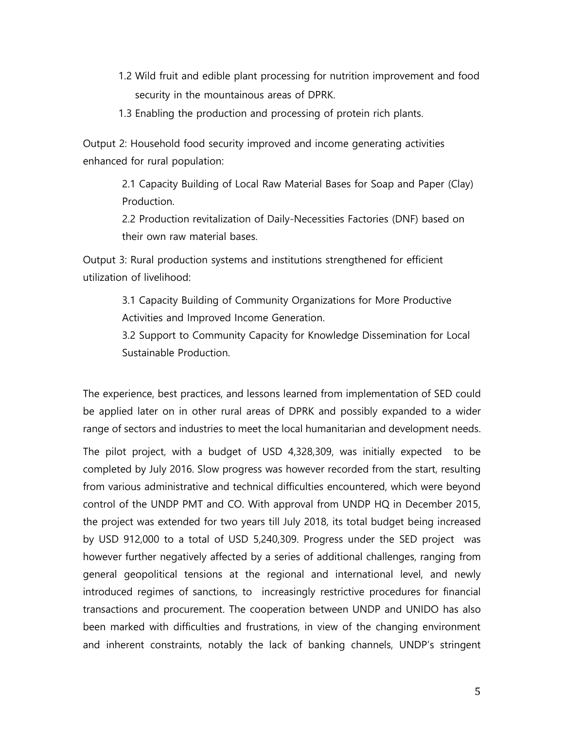1.2 Wild fruit and edible plant processing for nutrition improvement and food security in the mountainous areas of DPRK.

1.3 Enabling the production and processing of protein rich plants.

Output 2: Household food security improved and income generating activities enhanced for rural population:

2.1 Capacity Building of Local Raw Material Bases for Soap and Paper (Clay) Production.

2.2 Production revitalization of Daily-Necessities Factories (DNF) based on their own raw material bases.

Output 3: Rural production systems and institutions strengthened for efficient utilization of livelihood:

3.1 Capacity Building of Community Organizations for More Productive Activities and Improved Income Generation.

3.2 Support to Community Capacity for Knowledge Dissemination for Local Sustainable Production.

The experience, best practices, and lessons learned from implementation of SED could be applied later on in other rural areas of DPRK and possibly expanded to a wider range of sectors and industries to meet the local humanitarian and development needs.

The pilot project, with a budget of USD 4,328,309, was initially expected to be completed by July 2016. Slow progress was however recorded from the start, resulting from various administrative and technical difficulties encountered, which were beyond control of the UNDP PMT and CO. With approval from UNDP HQ in December 2015, the project was extended for two years till July 2018, its total budget being increased by USD 912,000 to a total of USD 5,240,309. Progress under the SED project was however further negatively affected by a series of additional challenges, ranging from general geopolitical tensions at the regional and international level, and newly introduced regimes of sanctions, to increasingly restrictive procedures for financial transactions and procurement. The cooperation between UNDP and UNIDO has also been marked with difficulties and frustrations, in view of the changing environment and inherent constraints, notably the lack of banking channels, UNDP's stringent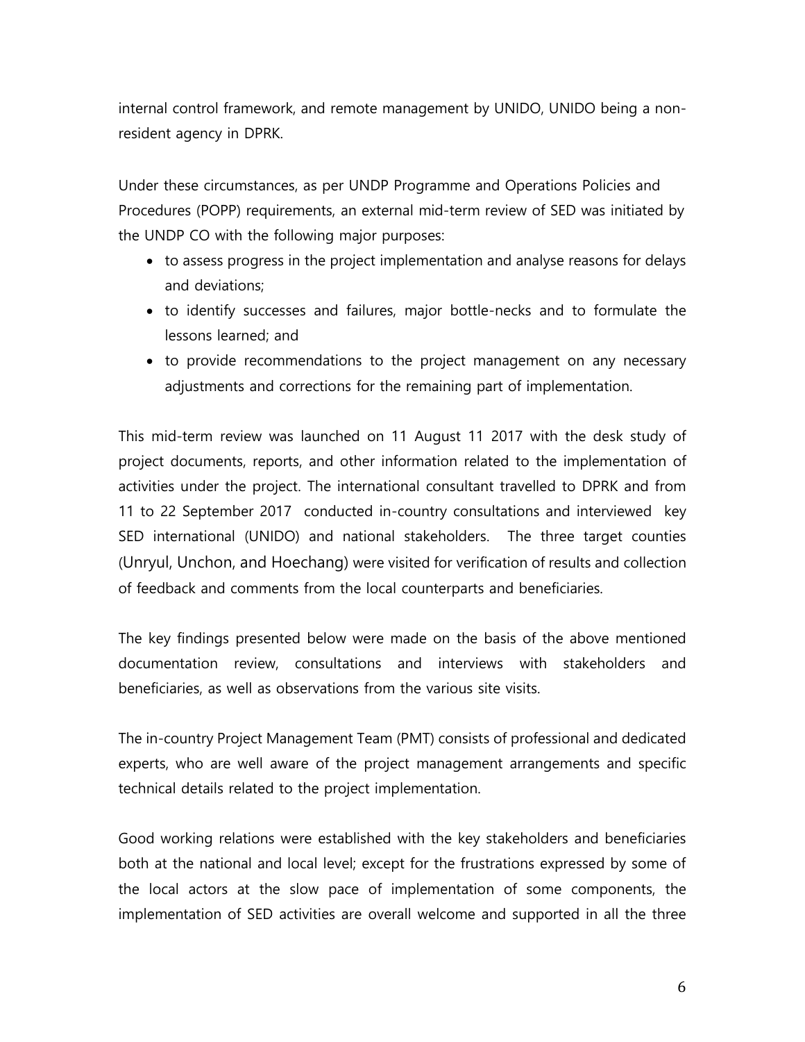internal control framework, and remote management by UNIDO, UNIDO being a non-resident agency in DPRK.

Under these circumstances, as per UNDP Programme and Operations Policies and Procedures (POPP) requirements, an external mid-term review of SED was initiated by the UNDP CO with the following major purposes:

- to assess progress in the project implementation and analyse reasons for delays and deviations;
- to identify successes and failures, major bottle-necks and to formulate the lessons learned; and
- to provide recommendations to the project management on any necessary adjustments and corrections for the remaining part of implementation.

This mid-term review was launched on 11 August 11 2017 with the desk study of project documents, reports, and other information related to the implementation of activities under the project. The international consultant travelled to DPRK and from 11 to 22 September 2017 conducted in-country consultations and interviewed key SED international (UNIDO) and national stakeholders. The three target counties (Unryul, Unchon, and Hoechang) were visited for verification of results and collection of feedback and comments from the local counterparts and beneficiaries.

The key findings presented below were made on the basis of the above mentioned documentation review, consultations and interviews with stakeholders and beneficiaries, as well as observations from the various site visits.

The in-country Project Management Team (PMT) consists of professional and dedicated experts, who are well aware of the project management arrangements and specific technical details related to the project implementation.

Good working relations were established with the key stakeholders and beneficiaries both at the national and local level; except for the frustrations expressed by some of the local actors at the slow pace of implementation of some components, the implementation of SED activities are overall welcome and supported in all the three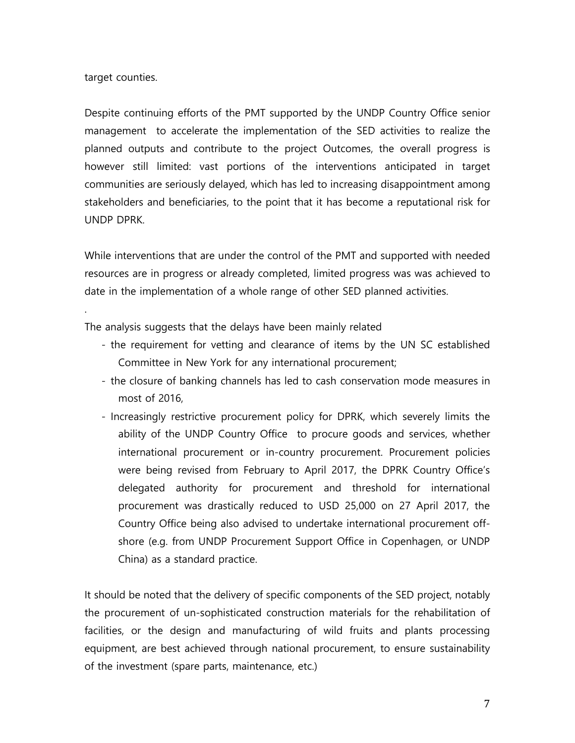target counties.

Despite continuing efforts of the PMT supported by the UNDP Country Office senior management to accelerate the implementation of the SED activities to realize the planned outputs and contribute to the project Outcomes, the overall progress is however still limited: vast portions of the interventions anticipated in target communities are seriously delayed, which has led to increasing disappointment among stakeholders and beneficiaries, to the point that it has become a reputational risk for UNDP DPRK.

While interventions that are under the control of the PMT and supported with needed resources are in progress or already completed, limited progress was was achieved to date in the implementation of a whole range of other SED planned activities.

.

The analysis suggests that the delays have been mainly related

- the requirement for vetting and clearance of items by the UN SC established Committee in New York for any international procurement;
- the closure of banking channels has led to cash conservation mode measures in most of 2016,
- Increasingly restrictive procurement policy for DPRK, which severely limits the ability of the UNDP Country Office to procure goods and services, whether international procurement or in-country procurement. Procurement policies were being revised from February to April 2017, the DPRK Country Office's delegated authority for procurement and threshold for international procurement was drastically reduced to USD 25,000 on 27 April 2017, the Country Office being also advised to undertake international procurement off-shore (e.g. from UNDP Procurement Support Office in Copenhagen, or UNDP China) as a standard practice.

It should be noted that the delivery of specific components of the SED project, notably the procurement of un-sophisticated construction materials for the rehabilitation of facilities, or the design and manufacturing of wild fruits and plants processing equipment, are best achieved through national procurement, to ensure sustainability of the investment (spare parts, maintenance, etc.)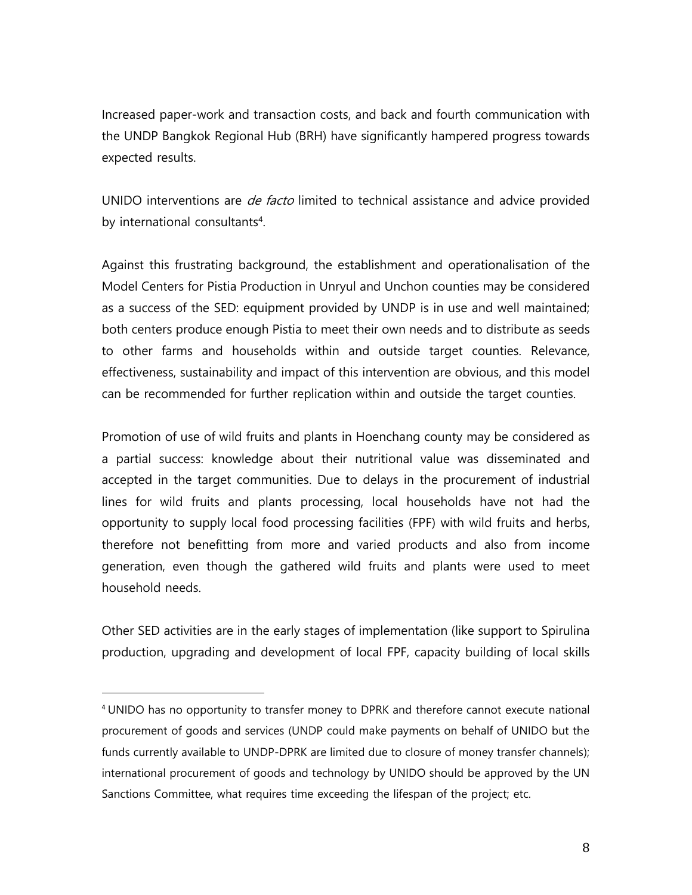Increased paper-work and transaction costs, and back and fourth communication with the UNDP Bangkok Regional Hub (BRH) have significantly hampered progress towards expected results.

UNIDO interventions are *de facto* limited to technical assistance and advice provided by international consultants[4].

Against this frustrating background, the establishment and operationalisation of the Model Centers for Pistia Production in Unryul and Unchon counties may be considered as a success of the SED: equipment provided by UNDP is in use and well maintained; both centers produce enough Pistia to meet their own needs and to distribute as seeds to other farms and households within and outside target counties. Relevance, effectiveness, sustainability and impact of this intervention are obvious, and this model can be recommended for further replication within and outside the target counties.

Promotion of use of wild fruits and plants in Hoenchang county may be considered as a partial success: knowledge about their nutritional value was disseminated and accepted in the target communities. Due to delays in the procurement of industrial lines for wild fruits and plants processing, local households have not had the opportunity to supply local food processing facilities (FPF) with wild fruits and herbs, therefore not benefitting from more and varied products and also from income generation, even though the gathered wild fruits and plants were used to meet household needs.

Other SED activities are in the early stages of implementation (like support to Spirulina production, upgrading and development of local FPF, capacity building of local skills

---

[4] UNIDO has no opportunity to transfer money to DPRK and therefore cannot execute national procurement of goods and services (UNDP could make payments on behalf of UNIDO but the funds currently available to UNDP-DPRK are limited due to closure of money transfer channels); international procurement of goods and technology by UNIDO should be approved by the UN Sanctions Committee, what requires time exceeding the lifespan of the project; etc.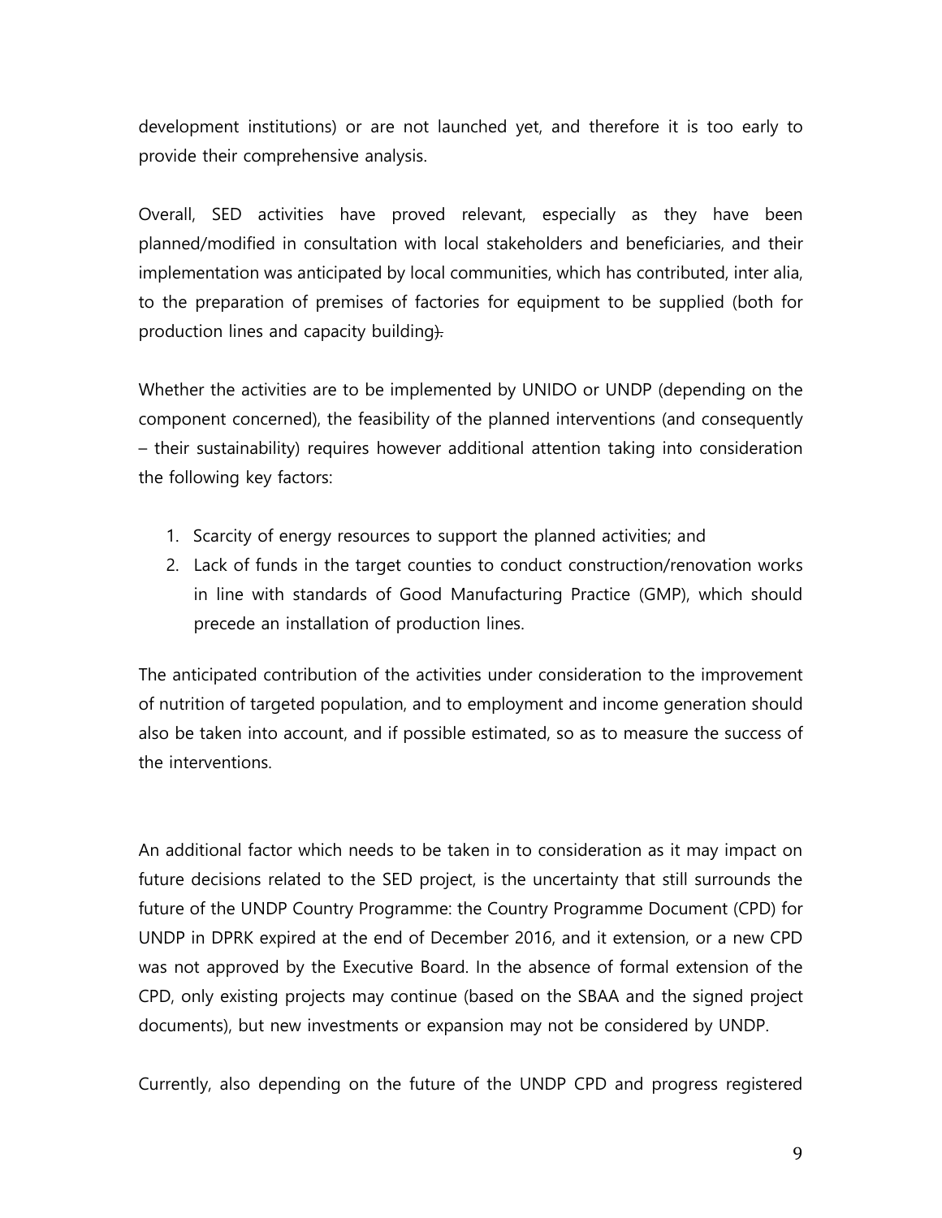development institutions) or are not launched yet, and therefore it is too early to provide their comprehensive analysis.

Overall, SED activities have proved relevant, especially as they have been planned/modified in consultation with local stakeholders and beneficiaries, and their implementation was anticipated by local communities, which has contributed, inter alia, to the preparation of premises of factories for equipment to be supplied (both for production lines and capacity building).

Whether the activities are to be implemented by UNIDO or UNDP (depending on the component concerned), the feasibility of the planned interventions (and consequently – their sustainability) requires however additional attention taking into consideration the following key factors:

1. Scarcity of energy resources to support the planned activities; and
2. Lack of funds in the target counties to conduct construction/renovation works in line with standards of Good Manufacturing Practice (GMP), which should precede an installation of production lines.

The anticipated contribution of the activities under consideration to the improvement of nutrition of targeted population, and to employment and income generation should also be taken into account, and if possible estimated, so as to measure the success of the interventions.

An additional factor which needs to be taken in to consideration as it may impact on future decisions related to the SED project, is the uncertainty that still surrounds the future of the UNDP Country Programme: the Country Programme Document (CPD) for UNDP in DPRK expired at the end of December 2016, and it extension, or a new CPD was not approved by the Executive Board. In the absence of formal extension of the CPD, only existing projects may continue (based on the SBAA and the signed project documents), but new investments or expansion may not be considered by UNDP.

Currently, also depending on the future of the UNDP CPD and progress registered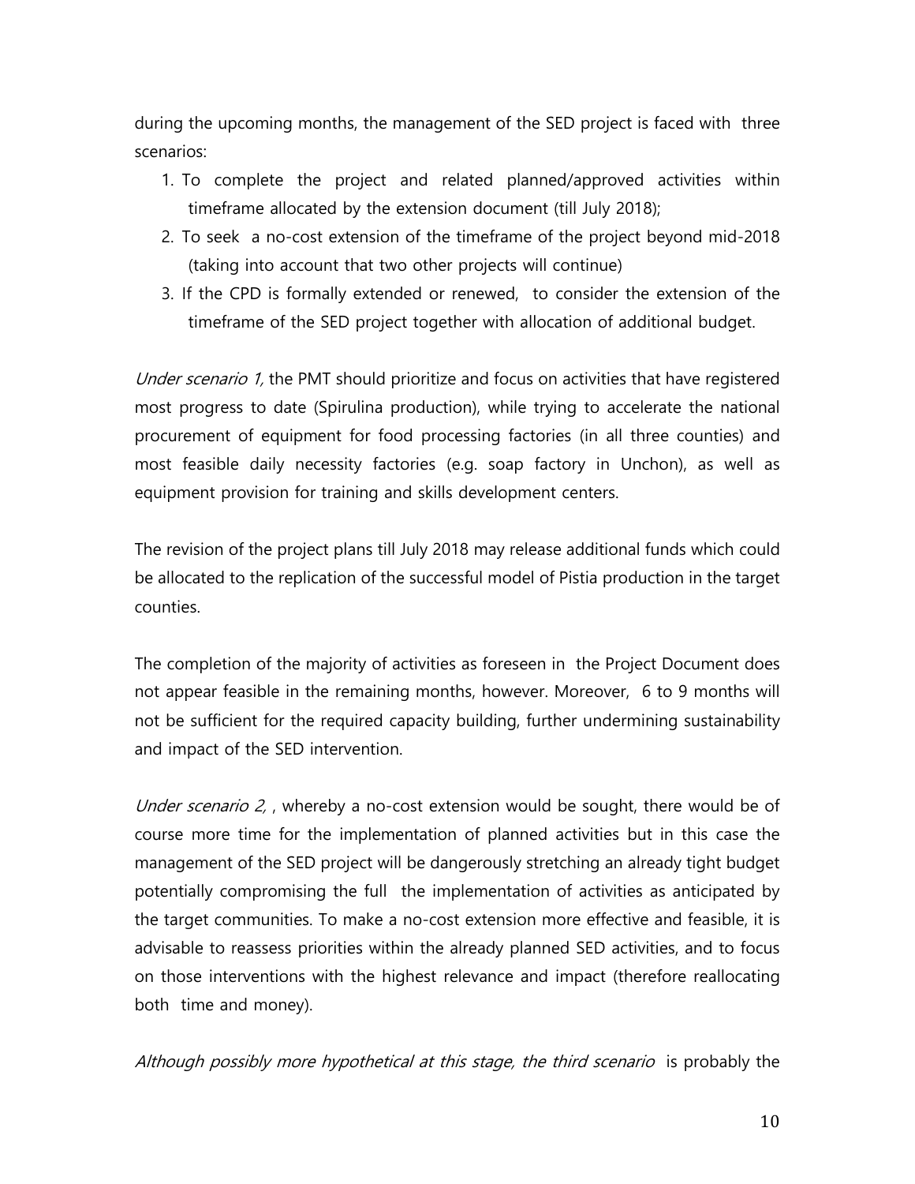during the upcoming months, the management of the SED project is faced with three scenarios:

1. To complete the project and related planned/approved activities within timeframe allocated by the extension document (till July 2018);
2. To seek a no-cost extension of the timeframe of the project beyond mid-2018 (taking into account that two other projects will continue)
3. If the CPD is formally extended or renewed, to consider the extension of the timeframe of the SED project together with allocation of additional budget.

*Under scenario 1,* the PMT should prioritize and focus on activities that have registered most progress to date (Spirulina production), while trying to accelerate the national procurement of equipment for food processing factories (in all three counties) and most feasible daily necessity factories (e.g. soap factory in Unchon), as well as equipment provision for training and skills development centers.

The revision of the project plans till July 2018 may release additional funds which could be allocated to the replication of the successful model of Pistia production in the target counties.

The completion of the majority of activities as foreseen in the Project Document does not appear feasible in the remaining months, however. Moreover, 6 to 9 months will not be sufficient for the required capacity building, further undermining sustainability and impact of the SED intervention.

*Under scenario 2,* , whereby a no-cost extension would be sought, there would be of course more time for the implementation of planned activities but in this case the management of the SED project will be dangerously stretching an already tight budget potentially compromising the full the implementation of activities as anticipated by the target communities. To make a no-cost extension more effective and feasible, it is advisable to reassess priorities within the already planned SED activities, and to focus on those interventions with the highest relevance and impact (therefore reallocating both time and money).

*Although possibly more hypothetical at this stage, the third scenario* is probably the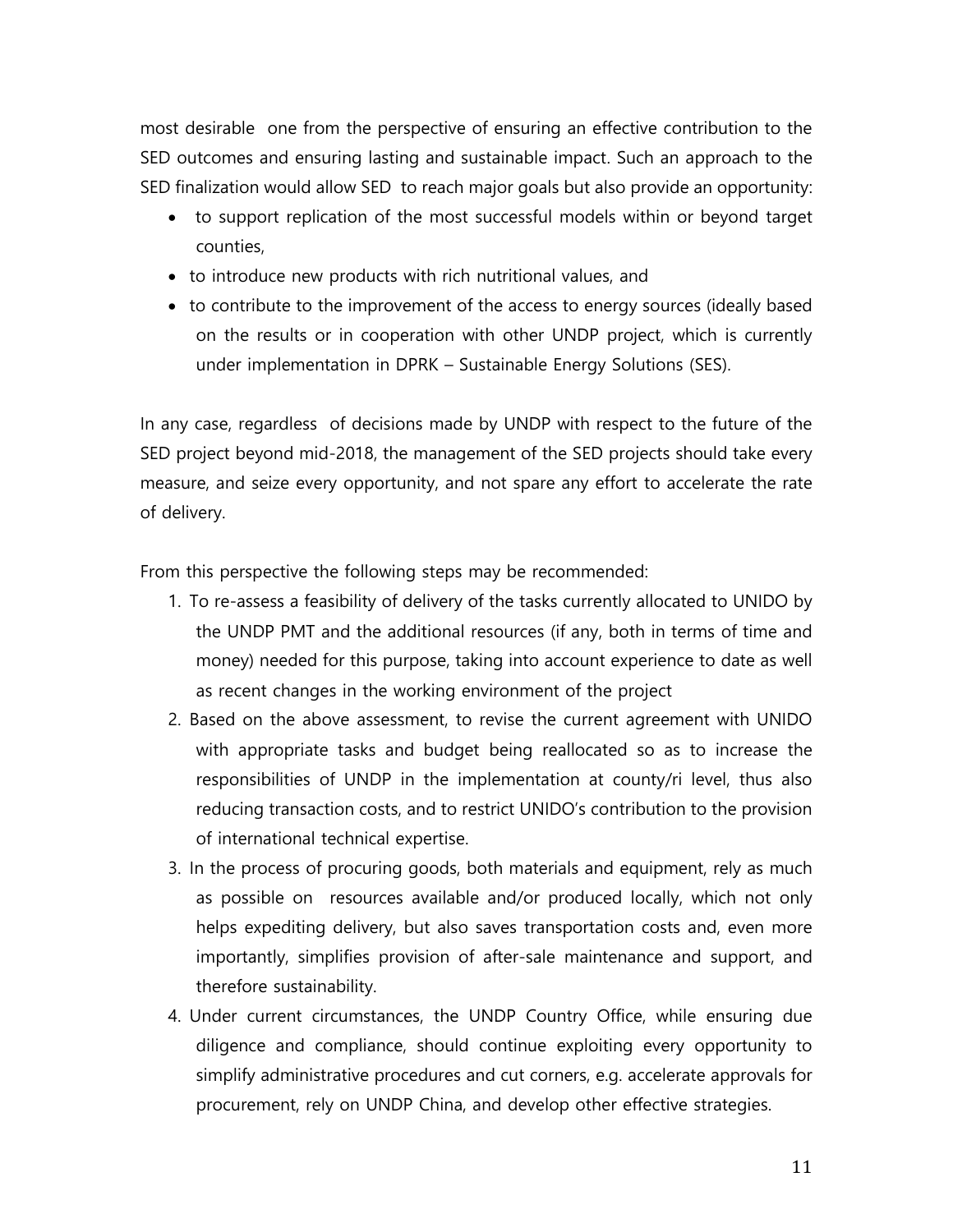most desirable one from the perspective of ensuring an effective contribution to the SED outcomes and ensuring lasting and sustainable impact. Such an approach to the SED finalization would allow SED to reach major goals but also provide an opportunity:

- to support replication of the most successful models within or beyond target counties,
- to introduce new products with rich nutritional values, and
- to contribute to the improvement of the access to energy sources (ideally based on the results or in cooperation with other UNDP project, which is currently under implementation in DPRK – Sustainable Energy Solutions (SES).

In any case, regardless of decisions made by UNDP with respect to the future of the SED project beyond mid-2018, the management of the SED projects should take every measure, and seize every opportunity, and not spare any effort to accelerate the rate of delivery.

From this perspective the following steps may be recommended:

1. To re-assess a feasibility of delivery of the tasks currently allocated to UNIDO by the UNDP PMT and the additional resources (if any, both in terms of time and money) needed for this purpose, taking into account experience to date as well as recent changes in the working environment of the project
2. Based on the above assessment, to revise the current agreement with UNIDO with appropriate tasks and budget being reallocated so as to increase the responsibilities of UNDP in the implementation at county/ri level, thus also reducing transaction costs, and to restrict UNIDO's contribution to the provision of international technical expertise.
3. In the process of procuring goods, both materials and equipment, rely as much as possible on resources available and/or produced locally, which not only helps expediting delivery, but also saves transportation costs and, even more importantly, simplifies provision of after-sale maintenance and support, and therefore sustainability.
4. Under current circumstances, the UNDP Country Office, while ensuring due diligence and compliance, should continue exploiting every opportunity to simplify administrative procedures and cut corners, e.g. accelerate approvals for procurement, rely on UNDP China, and develop other effective strategies.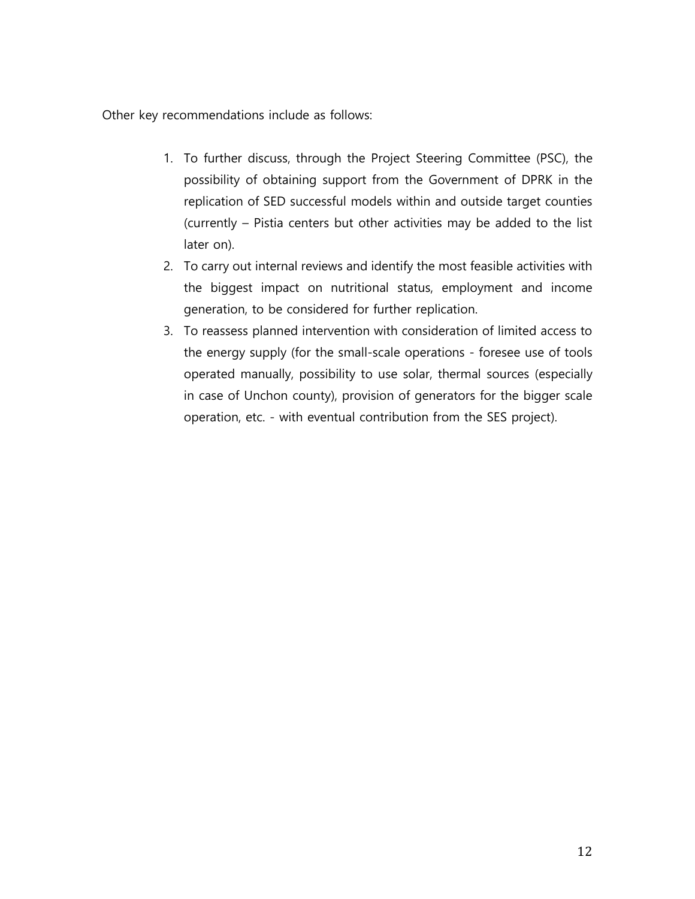Other key recommendations include as follows:

1. To further discuss, through the Project Steering Committee (PSC), the possibility of obtaining support from the Government of DPRK in the replication of SED successful models within and outside target counties (currently – Pistia centers but other activities may be added to the list later on).
2. To carry out internal reviews and identify the most feasible activities with the biggest impact on nutritional status, employment and income generation, to be considered for further replication.
3. To reassess planned intervention with consideration of limited access to the energy supply (for the small-scale operations - foresee use of tools operated manually, possibility to use solar, thermal sources (especially in case of Unchon county), provision of generators for the bigger scale operation, etc. - with eventual contribution from the SES project).